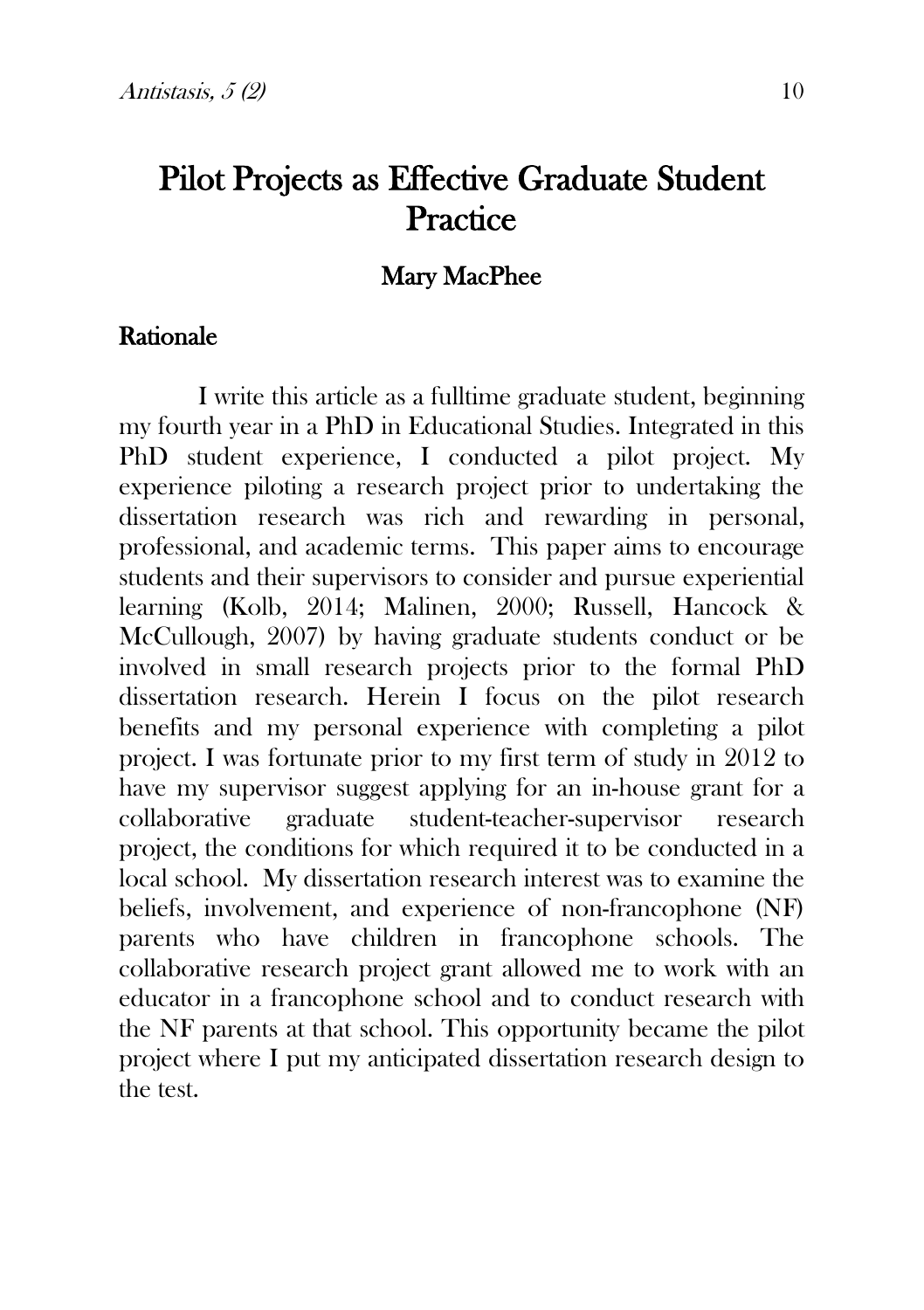# Pilot Projects as Effective Graduate Student Practice

**Mary MacPhee**

## Rationale

I write this article as a fulltime graduate student, beginning my fourth year in a PhD in Educational Studies. Integrated in this PhD student experience, I conducted a pilot project. My experience piloting a research project prior to undertaking the dissertation research was rich and rewarding in personal, professional, and academic terms. This paper aims to encourage students and their supervisors to consider and pursue experiential learning (Kolb, 2014; Malinen, 2000; Russell, Hancock & McCullough, 2007) by having graduate students conduct or be involved in small research projects prior to the formal PhD dissertation research. Herein I focus on the pilot research benefits and my personal experience with completing a pilot project. I was fortunate prior to my first term of study in 2012 to have my supervisor suggest applying for an in-house grant for a collaborative graduate student-teacher-supervisor research project, the conditions for which required it to be conducted in a local school. My dissertation research interest was to examine the beliefs, involvement, and experience of non-francophone (NF) parents who have children in francophone schools. The collaborative research project grant allowed me to work with an educator in a francophone school and to conduct research with the NF parents at that school. This opportunity became the pilot project where I put my anticipated dissertation research design to the test.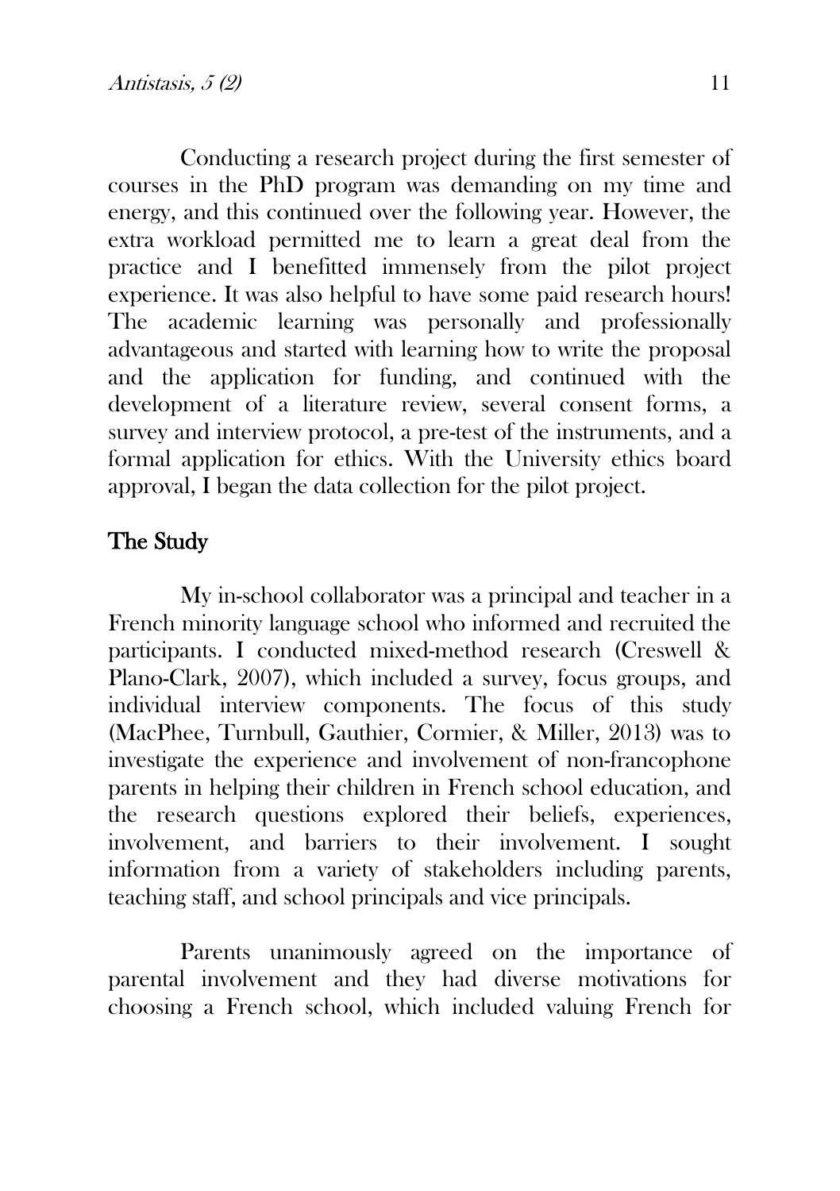Conducting a research project during the first semester of courses in the PhD program was demanding on my time and energy, and this continued over the following year. However, the extra workload permitted me to learn a great deal from the practice and I benefitted immensely from the pilot project experience. It was also helpful to have some paid research hours! The academic learning was personally and professionally advantageous and started with learning how to write the proposal and the application for funding, and continued with the development of a literature review, several consent forms, a survey and interview protocol, a pre-test of the instruments, and a formal application for ethics. With the University ethics board approval, I began the data collection for the pilot project.

## The Study

My in-school collaborator was a principal and teacher in a French minority language school who informed and recruited the participants. I conducted mixed-method research (Creswell & Plano-Clark, 2007), which included a survey, focus groups, and individual interview components. The focus of this study (MacPhee, Turnbull, Gauthier, Cormier, & Miller, 2013) was to investigate the experience and involvement of non-francophone parents in helping their children in French school education, and the research questions explored their beliefs, experiences, involvement, and barriers to their involvement. I sought information from a variety of stakeholders including parents, teaching staff, and school principals and vice principals.

Parents unanimously agreed on the importance of parental involvement and they had diverse motivations for choosing a French school, which included valuing French for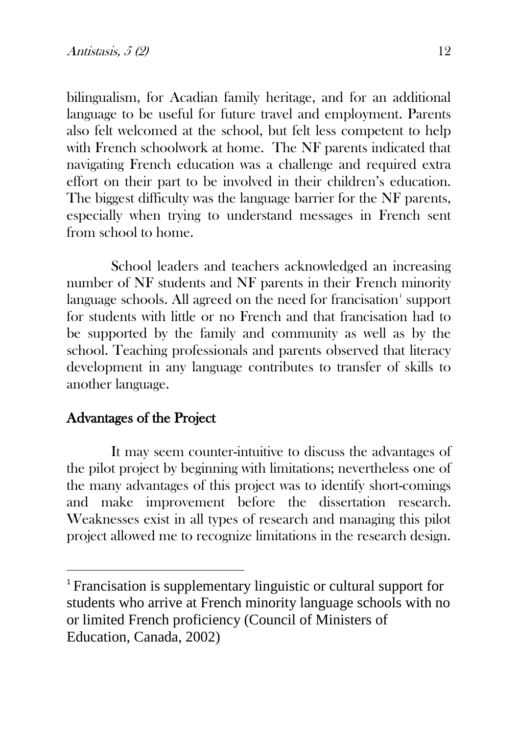bilingualism, for Acadian family heritage, and for an additional language to be useful for future travel and employment. Parents also felt welcomed at the school, but felt less competent to help with French schoolwork at home. The NF parents indicated that navigating French education was a challenge and required extra effort on their part to be involved in their children's education. The biggest difficulty was the language barrier for the NF parents, especially when trying to understand messages in French sent from school to home.

School leaders and teachers acknowledged an increasing number of NF students and NF parents in their French minority language schools. All agreed on the need for francisation[1] support for students with little or no French and that francisation had to be supported by the family and community as well as by the school. Teaching professionals and parents observed that literacy development in any language contributes to transfer of skills to another language.

## Advantages of the Project

It may seem counter-intuitive to discuss the advantages of the pilot project by beginning with limitations; nevertheless one of the many advantages of this project was to identify short-comings and make improvement before the dissertation research. Weaknesses exist in all types of research and managing this pilot project allowed me to recognize limitations in the research design.

---

[1] Francisation is supplementary linguistic or cultural support for students who arrive at French minority language schools with no or limited French proficiency (Council of Ministers of Education, Canada, 2002)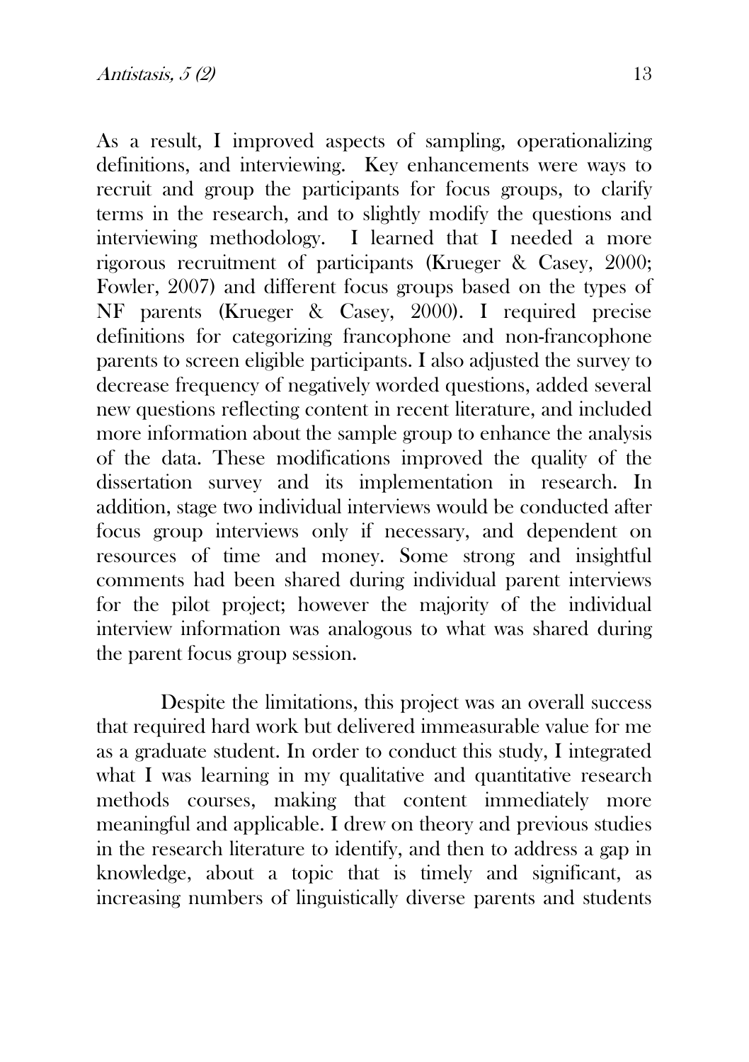As a result, I improved aspects of sampling, operationalizing definitions, and interviewing. Key enhancements were ways to recruit and group the participants for focus groups, to clarify terms in the research, and to slightly modify the questions and interviewing methodology. I learned that I needed a more rigorous recruitment of participants (Krueger & Casey, 2000; Fowler, 2007) and different focus groups based on the types of NF parents (Krueger & Casey, 2000). I required precise definitions for categorizing francophone and non-francophone parents to screen eligible participants. I also adjusted the survey to decrease frequency of negatively worded questions, added several new questions reflecting content in recent literature, and included more information about the sample group to enhance the analysis of the data. These modifications improved the quality of the dissertation survey and its implementation in research. In addition, stage two individual interviews would be conducted after focus group interviews only if necessary, and dependent on resources of time and money. Some strong and insightful comments had been shared during individual parent interviews for the pilot project; however the majority of the individual interview information was analogous to what was shared during the parent focus group session.

Despite the limitations, this project was an overall success that required hard work but delivered immeasurable value for me as a graduate student. In order to conduct this study, I integrated what I was learning in my qualitative and quantitative research methods courses, making that content immediately more meaningful and applicable. I drew on theory and previous studies in the research literature to identify, and then to address a gap in knowledge, about a topic that is timely and significant, as increasing numbers of linguistically diverse parents and students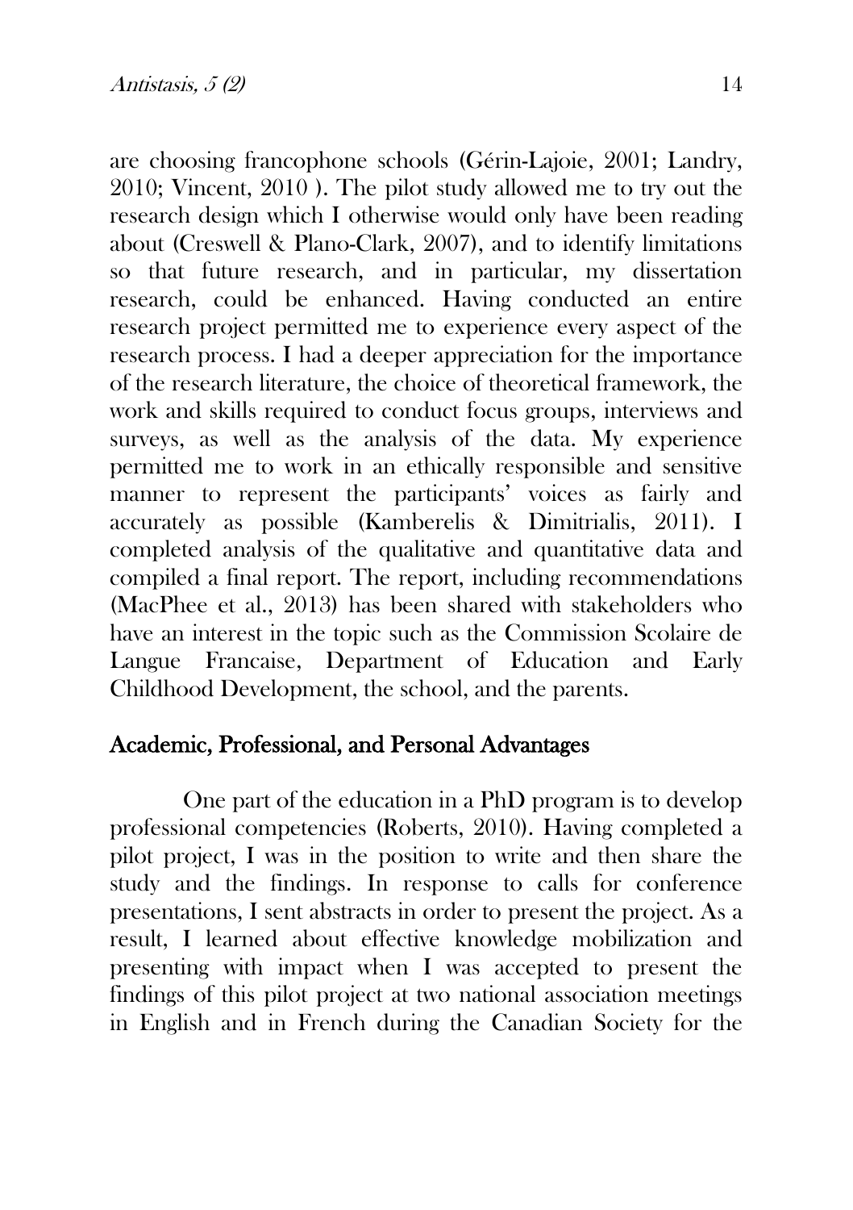are choosing francophone schools (Gérin-Lajoie, 2001; Landry, 2010; Vincent, 2010 ). The pilot study allowed me to try out the research design which I otherwise would only have been reading about (Creswell & Plano-Clark, 2007), and to identify limitations so that future research, and in particular, my dissertation research, could be enhanced. Having conducted an entire research project permitted me to experience every aspect of the research process. I had a deeper appreciation for the importance of the research literature, the choice of theoretical framework, the work and skills required to conduct focus groups, interviews and surveys, as well as the analysis of the data. My experience permitted me to work in an ethically responsible and sensitive manner to represent the participants' voices as fairly and accurately as possible (Kamberelis & Dimitrialis, 2011). I completed analysis of the qualitative and quantitative data and compiled a final report. The report, including recommendations (MacPhee et al., 2013) has been shared with stakeholders who have an interest in the topic such as the Commission Scolaire de Langue Francaise, Department of Education and Early Childhood Development, the school, and the parents.

## Academic, Professional, and Personal Advantages

One part of the education in a PhD program is to develop professional competencies (Roberts, 2010). Having completed a pilot project, I was in the position to write and then share the study and the findings. In response to calls for conference presentations, I sent abstracts in order to present the project. As a result, I learned about effective knowledge mobilization and presenting with impact when I was accepted to present the findings of this pilot project at two national association meetings in English and in French during the Canadian Society for the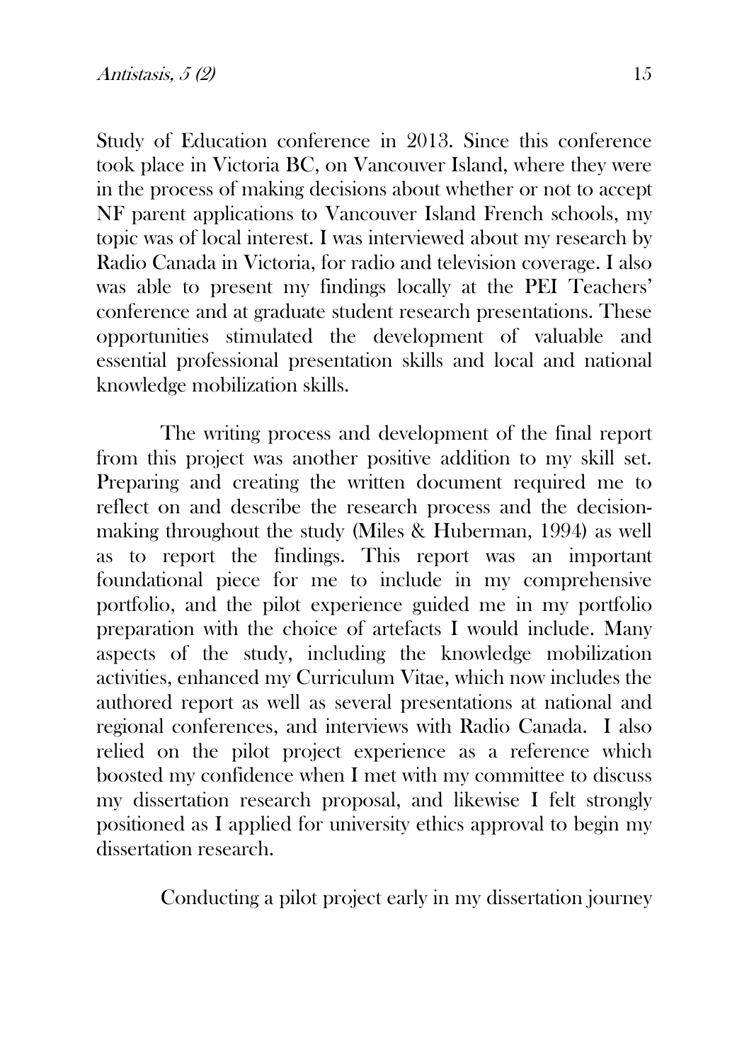Study of Education conference in 2013. Since this conference took place in Victoria BC, on Vancouver Island, where they were in the process of making decisions about whether or not to accept NF parent applications to Vancouver Island French schools, my topic was of local interest. I was interviewed about my research by Radio Canada in Victoria, for radio and television coverage. I also was able to present my findings locally at the PEI Teachers' conference and at graduate student research presentations. These opportunities stimulated the development of valuable and essential professional presentation skills and local and national knowledge mobilization skills.

The writing process and development of the final report from this project was another positive addition to my skill set. Preparing and creating the written document required me to reflect on and describe the research process and the decision-making throughout the study (Miles & Huberman, 1994) as well as to report the findings. This report was an important foundational piece for me to include in my comprehensive portfolio, and the pilot experience guided me in my portfolio preparation with the choice of artefacts I would include. Many aspects of the study, including the knowledge mobilization activities, enhanced my Curriculum Vitae, which now includes the authored report as well as several presentations at national and regional conferences, and interviews with Radio Canada. I also relied on the pilot project experience as a reference which boosted my confidence when I met with my committee to discuss my dissertation research proposal, and likewise I felt strongly positioned as I applied for university ethics approval to begin my dissertation research.

Conducting a pilot project early in my dissertation journey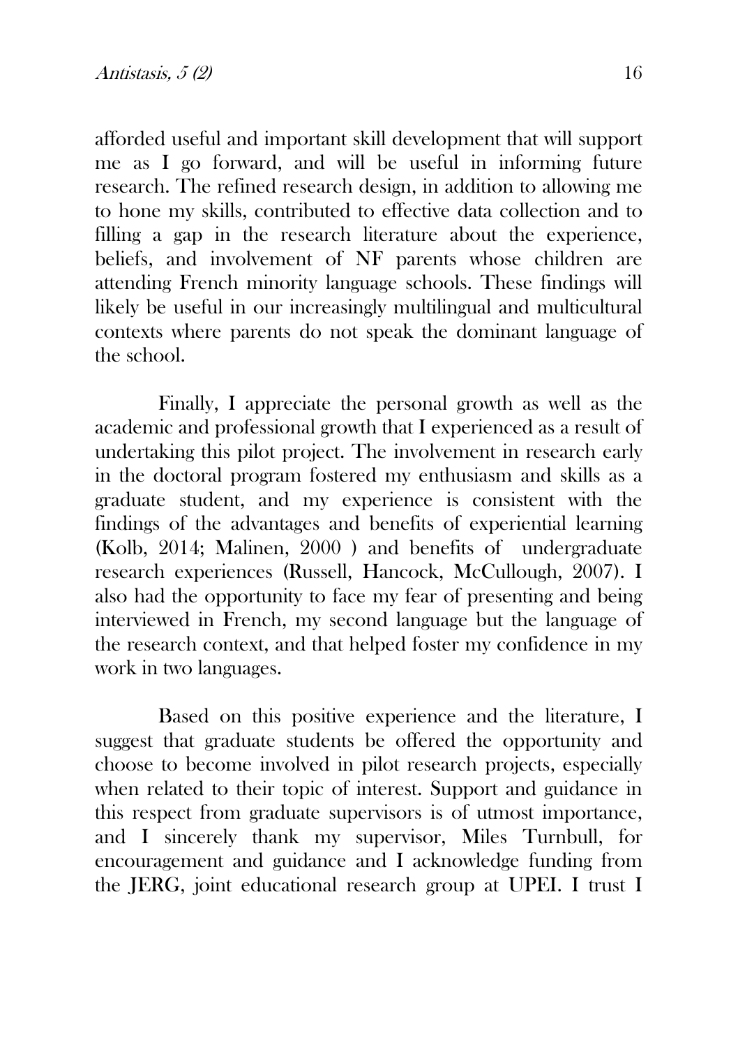afforded useful and important skill development that will support me as I go forward, and will be useful in informing future research. The refined research design, in addition to allowing me to hone my skills, contributed to effective data collection and to filling a gap in the research literature about the experience, beliefs, and involvement of NF parents whose children are attending French minority language schools. These findings will likely be useful in our increasingly multilingual and multicultural contexts where parents do not speak the dominant language of the school.

Finally, I appreciate the personal growth as well as the academic and professional growth that I experienced as a result of undertaking this pilot project. The involvement in research early in the doctoral program fostered my enthusiasm and skills as a graduate student, and my experience is consistent with the findings of the advantages and benefits of experiential learning (Kolb, 2014; Malinen, 2000 ) and benefits of undergraduate research experiences (Russell, Hancock, McCullough, 2007). I also had the opportunity to face my fear of presenting and being interviewed in French, my second language but the language of the research context, and that helped foster my confidence in my work in two languages.

Based on this positive experience and the literature, I suggest that graduate students be offered the opportunity and choose to become involved in pilot research projects, especially when related to their topic of interest. Support and guidance in this respect from graduate supervisors is of utmost importance, and I sincerely thank my supervisor, Miles Turnbull, for encouragement and guidance and I acknowledge funding from the JERG, joint educational research group at UPEI. I trust I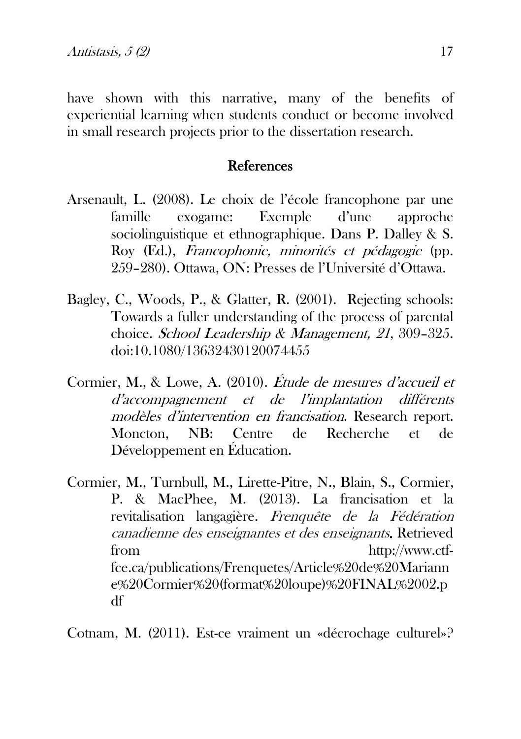have shown with this narrative, many of the benefits of experiential learning when students conduct or become involved in small research projects prior to the dissertation research.

## References

Arsenault, L. (2008). Le choix de l'école francophone par une famille exogame: Exemple d'une approche sociolinguistique et ethnographique. Dans P. Dalley & S. Roy (Ed.), *Francophonie, minorités et pédagogie* (pp. 259–280). Ottawa, ON: Presses de l'Université d'Ottawa.

Bagley, C., Woods, P., & Glatter, R. (2001). Rejecting schools: Towards a fuller understanding of the process of parental choice. *School Leadership & Management, 21*, 309–325. doi:10.1080/13632430120074455

Cormier, M., & Lowe, A. (2010). *Étude de mesures d'accueil et d'accompagnement et de l'implantation différents modèles d'intervention en francisation*. Research report. Moncton, NB: Centre de Recherche et de Développement en Éducation.

Cormier, M., Turnbull, M., Lirette-Pitre, N., Blain, S., Cormier, P. & MacPhee, M. (2013). La francisation et la revitalisation langagière. *Frenquête de la Fédération canadienne des enseignantes et des enseignants*. Retrieved from http://www.ctf-fce.ca/publications/Frenquetes/Article%20de%20Marianne%20Cormier%20(format%20loupe)%20FINAL%2002.pdf

Cotnam, M. (2011). Est-ce vraiment un «décrochage culturel»?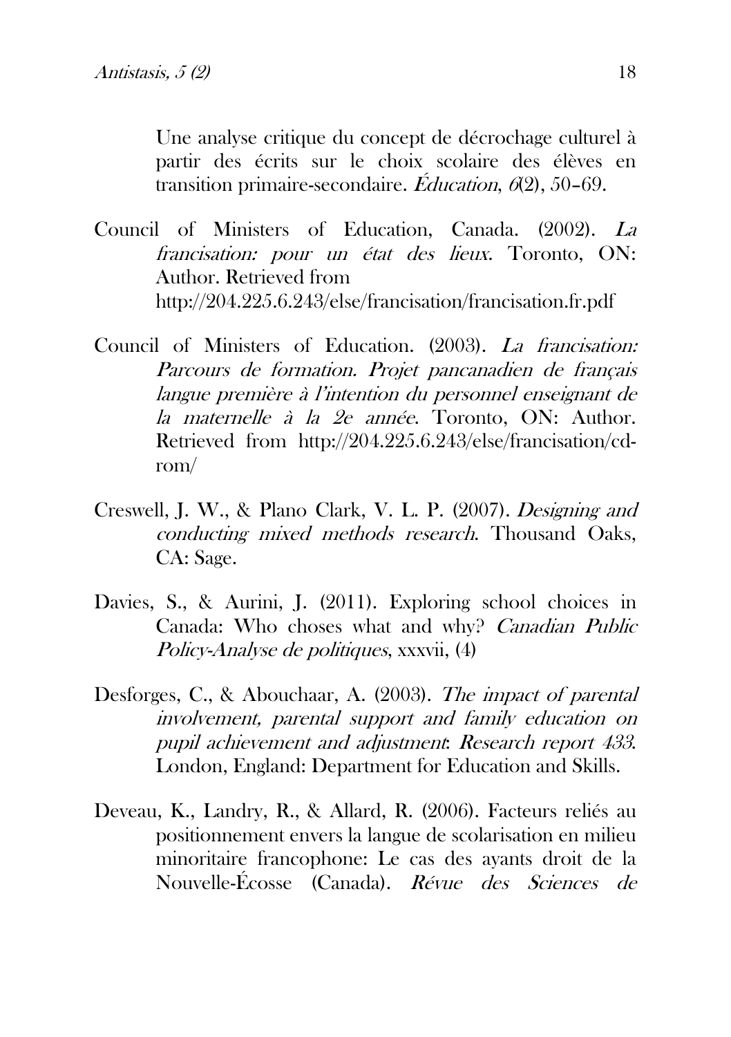Une analyse critique du concept de décrochage culturel à partir des écrits sur le choix scolaire des élèves en transition primaire-secondaire. *Éducation*, *6*(2), 50–69.

Council of Ministers of Education, Canada. (2002). *La francisation: pour un état des lieux*. Toronto, ON: Author. Retrieved from http://204.225.6.243/else/francisation/francisation.fr.pdf

Council of Ministers of Education. (2003). *La francisation: Parcours de formation. Projet pancanadien de français langue première à l'intention du personnel enseignant de la maternelle à la 2e année*. Toronto, ON: Author. Retrieved from http://204.225.6.243/else/francisation/cd-rom/

Creswell, J. W., & Plano Clark, V. L. P. (2007). *Designing and conducting mixed methods research*. Thousand Oaks, CA: Sage.

Davies, S., & Aurini, J. (2011). Exploring school choices in Canada: Who choses what and why? *Canadian Public Policy-Analyse de politiques*, xxxvii, (4)

Desforges, C., & Abouchaar, A. (2003). *The impact of parental involvement, parental support and family education on pupil achievement and adjustment*: *Research report 433*. London, England: Department for Education and Skills.

Deveau, K., Landry, R., & Allard, R. (2006). Facteurs reliés au positionnement envers la langue de scolarisation en milieu minoritaire francophone: Le cas des ayants droit de la Nouvelle-Écosse (Canada). *Révue des Sciences de*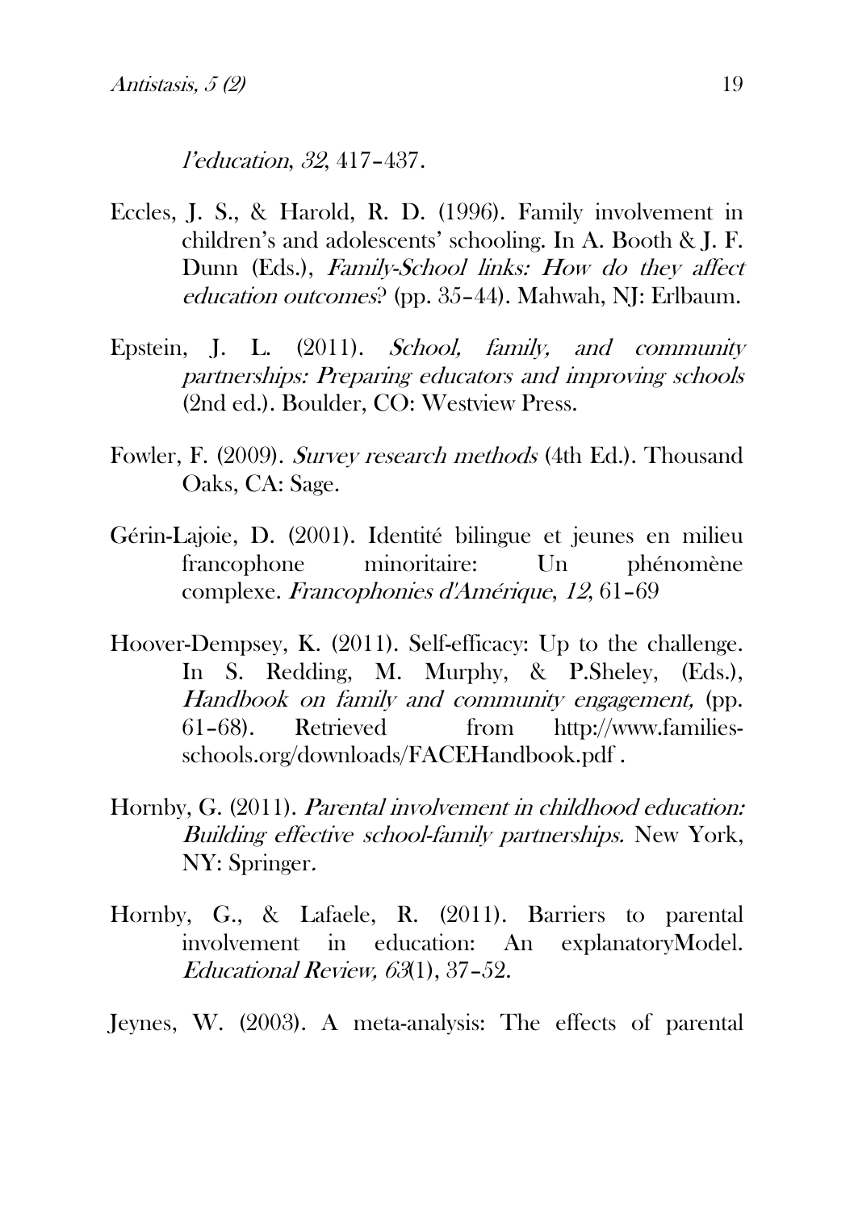*l'education, 32*, 417–437.

Eccles, J. S., & Harold, R. D. (1996). Family involvement in children's and adolescents' schooling. In A. Booth & J. F. Dunn (Eds.), *Family-School links: How do they affect education outcomes*? (pp. 35–44). Mahwah, NJ: Erlbaum.

Epstein, J. L. (2011). *School, family, and community partnerships: Preparing educators and improving schools* (2nd ed.). Boulder, CO: Westview Press.

Fowler, F. (2009). *Survey research methods* (4th Ed.). Thousand Oaks, CA: Sage.

Gérin-Lajoie, D. (2001). Identité bilingue et jeunes en milieu francophone minoritaire: Un phénomène complexe. *Francophonies d'Amérique*, *12*, 61–69

Hoover-Dempsey, K. (2011). Self-efficacy: Up to the challenge. In S. Redding, M. Murphy, & P.Sheley, (Eds.), *Handbook on family and community engagement,* (pp. 61–68). Retrieved from http://www.families-schools.org/downloads/FACEHandbook.pdf .

Hornby, G. (2011). *Parental involvement in childhood education: Building effective school-family partnerships.* New York, NY: Springer.

Hornby, G., & Lafaele, R. (2011). Barriers to parental involvement in education: An explanatoryModel. *Educational Review, 63*(1), 37–52.

Jeynes, W. (2003). A meta-analysis: The effects of parental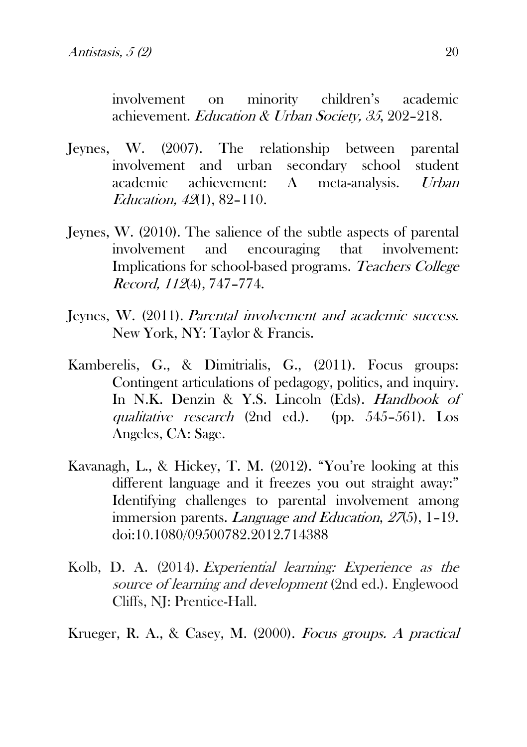involvement on minority children's academic achievement. *Education & Urban Society, 35*, 202–218.

Jeynes, W. (2007). The relationship between parental involvement and urban secondary school student academic achievement: A meta-analysis. *Urban Education, 42*(1), 82–110.

Jeynes, W. (2010). The salience of the subtle aspects of parental involvement and encouraging that involvement: Implications for school-based programs. *Teachers College Record, 112*(4), 747–774.

Jeynes, W. (2011). *Parental involvement and academic success.* New York, NY: Taylor & Francis.

Kamberelis, G., & Dimitrialis, G., (2011). Focus groups: Contingent articulations of pedagogy, politics, and inquiry. In N.K. Denzin & Y.S. Lincoln (Eds). *Handbook of qualitative research* (2nd ed.). (pp. 545–561). Los Angeles, CA: Sage.

Kavanagh, L., & Hickey, T. M. (2012). "You're looking at this different language and it freezes you out straight away:" Identifying challenges to parental involvement among immersion parents. *Language and Education, 27*(5), 1–19. doi:10.1080/09500782.2012.714388

Kolb, D. A. (2014). *Experiential learning: Experience as the source of learning and development* (2nd ed.). Englewood Cliffs, NJ: Prentice-Hall.

Krueger, R. A., & Casey, M. (2000). *Focus groups. A practical*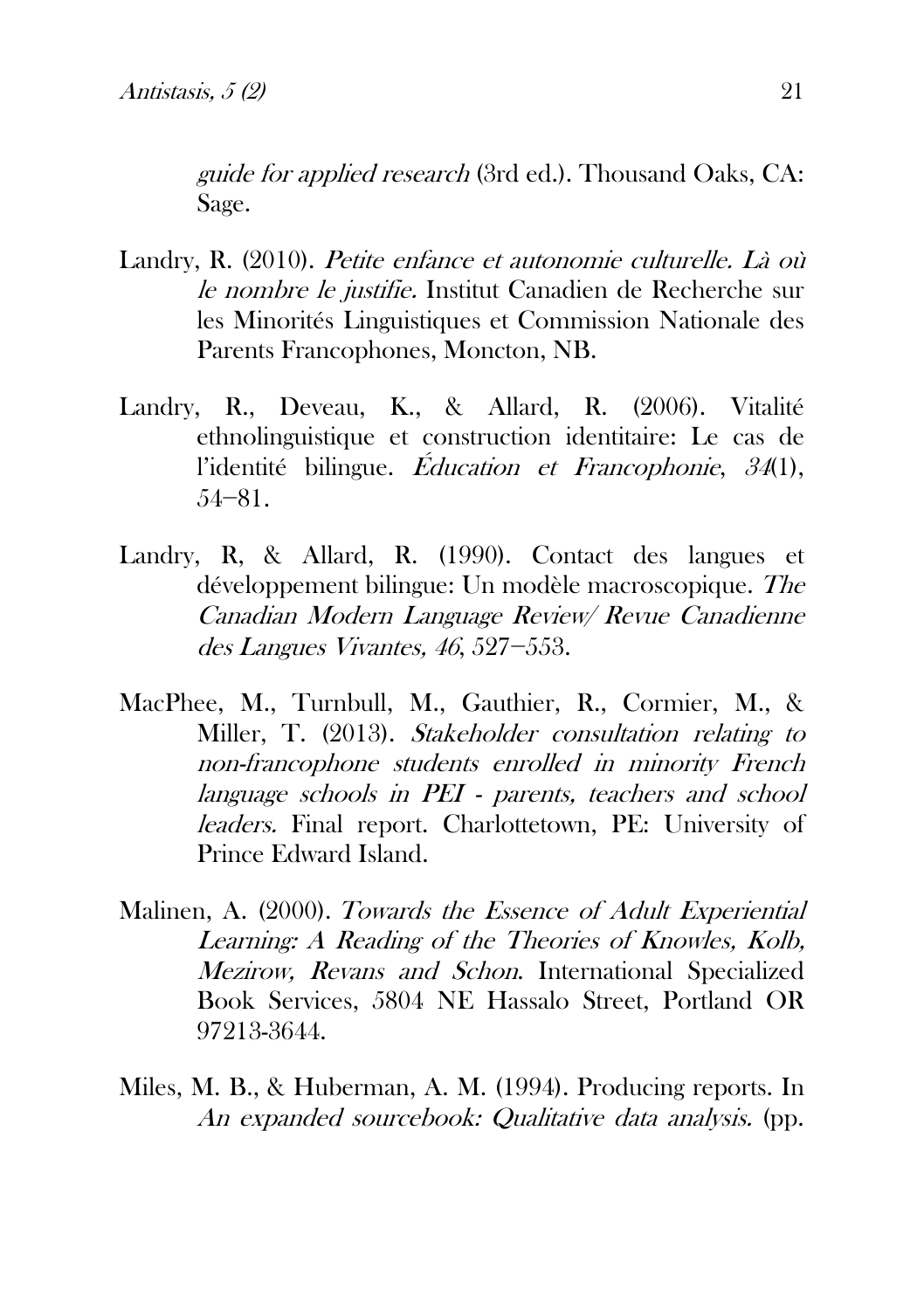*guide for applied research* (3rd ed.). Thousand Oaks, CA: Sage.

Landry, R. (2010). *Petite enfance et autonomie culturelle. Là où le nombre le justifie.* Institut Canadien de Recherche sur les Minorités Linguistiques et Commission Nationale des Parents Francophones, Moncton, NB.

Landry, R., Deveau, K., & Allard, R. (2006). Vitalité ethnolinguistique et construction identitaire: Le cas de l'identité bilingue. *Éducation et Francophonie*, *34*(1), 54–81.

Landry, R, & Allard, R. (1990). Contact des langues et développement bilingue: Un modèle macroscopique. *The Canadian Modern Language Review/ Revue Canadienne des Langues Vivantes, 46*, 527−553.

MacPhee, M., Turnbull, M., Gauthier, R., Cormier, M., & Miller, T. (2013). *Stakeholder consultation relating to non-francophone students enrolled in minority French language schools in PEI - parents, teachers and school leaders.* Final report. Charlottetown, PE: University of Prince Edward Island.

Malinen, A. (2000). *Towards the Essence of Adult Experiential Learning: A Reading of the Theories of Knowles, Kolb, Mezirow, Revans and Schon*. International Specialized Book Services, 5804 NE Hassalo Street, Portland OR 97213-3644.

Miles, M. B., & Huberman, A. M. (1994). Producing reports. In *An expanded sourcebook: Qualitative data analysis.* (pp.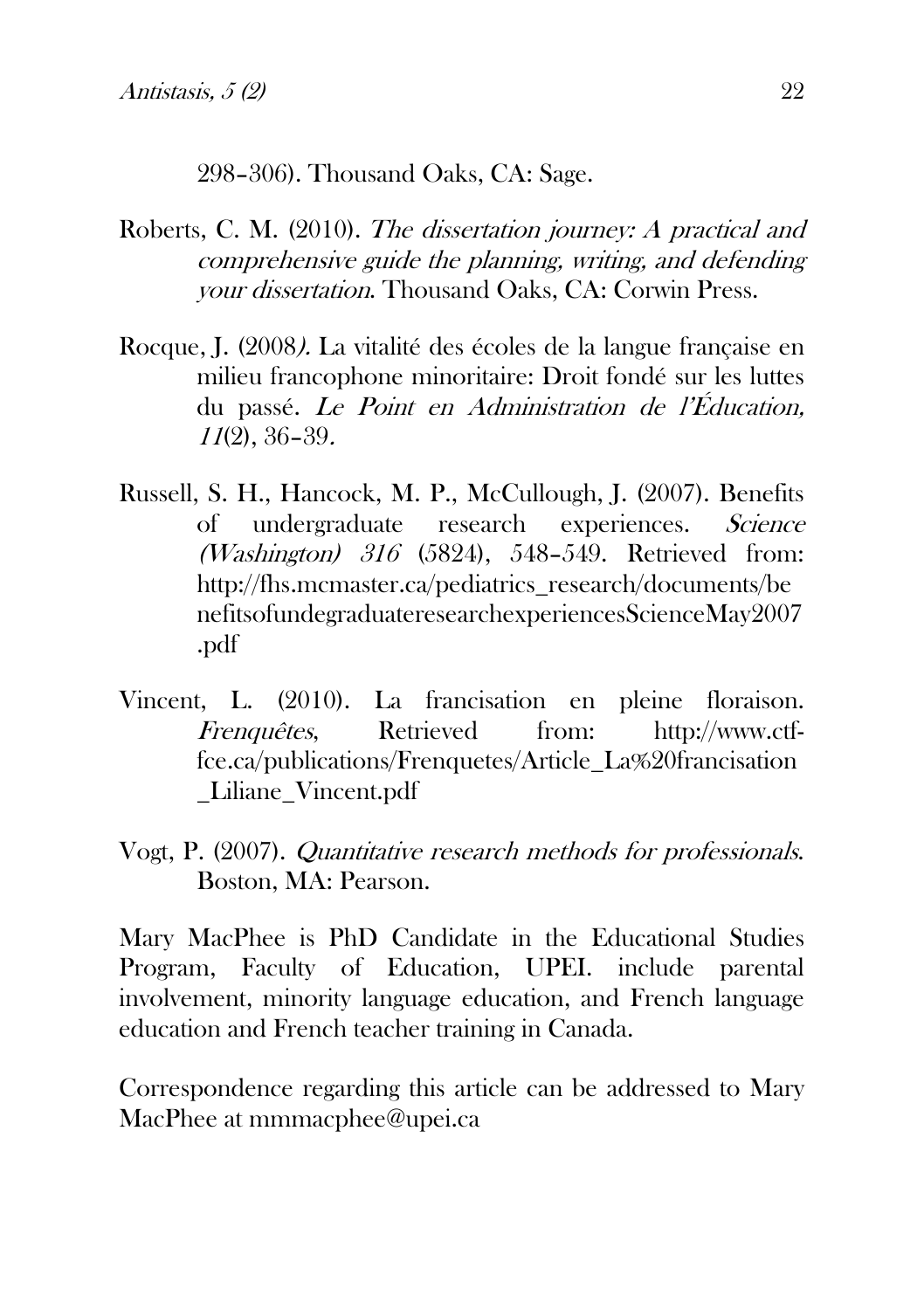298–306). Thousand Oaks, CA: Sage.

Roberts, C. M. (2010). *The dissertation journey: A practical and comprehensive guide the planning, writing, and defending your dissertation*. Thousand Oaks, CA: Corwin Press.

Rocque, J. (2008*).* La vitalité des écoles de la langue française en milieu francophone minoritaire: Droit fondé sur les luttes du passé. *Le Point en Administration de l'Éducation, 11*(2), 36–39*.*

Russell, S. H., Hancock, M. P., McCullough, J. (2007). Benefits of undergraduate research experiences. *Science (Washington) 316* (5824), 548–549. Retrieved from: http://fhs.mcmaster.ca/pediatrics_research/documents/benefitsofundegraduateresearchexperiencesScienceMay2007.pdf

Vincent, L. (2010). La francisation en pleine floraison. *Frenquêtes*, Retrieved from: http://www.ctf-fce.ca/publications/Frenquetes/Article_La%20francisation_Liliane_Vincent.pdf

Vogt, P. (2007). *Quantitative research methods for professionals*. Boston, MA: Pearson.

Mary MacPhee is PhD Candidate in the Educational Studies Program, Faculty of Education, UPEI. include parental involvement, minority language education, and French language education and French teacher training in Canada.

Correspondence regarding this article can be addressed to Mary MacPhee at mmmacphee@upei.ca